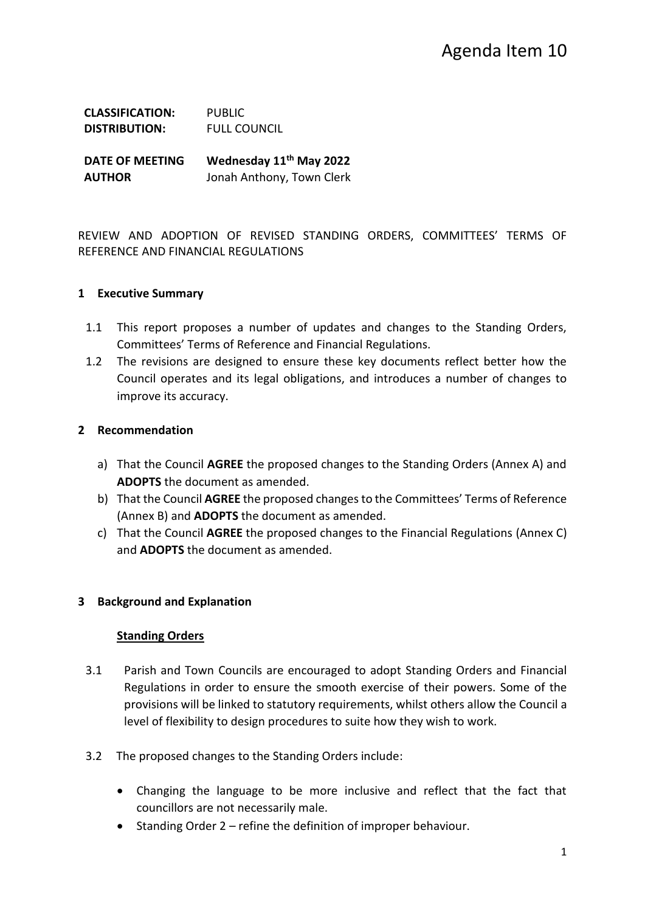# Agenda Item 10

**CLASSIFICATION:** PUBLIC
**DISTRIBUTION:** FULL COUNCIL

**DATE OF MEETING** **Wednesday 11th May 2022**
**AUTHOR** Jonah Anthony, Town Clerk

REVIEW AND ADOPTION OF REVISED STANDING ORDERS, COMMITTEES' TERMS OF REFERENCE AND FINANCIAL REGULATIONS

## 1 Executive Summary

1.1 This report proposes a number of updates and changes to the Standing Orders, Committees' Terms of Reference and Financial Regulations.

1.2 The revisions are designed to ensure these key documents reflect better how the Council operates and its legal obligations, and introduces a number of changes to improve its accuracy.

## 2 Recommendation

a) That the Council **AGREE** the proposed changes to the Standing Orders (Annex A) and **ADOPTS** the document as amended.

b) That the Council **AGREE** the proposed changes to the Committees' Terms of Reference (Annex B) and **ADOPTS** the document as amended.

c) That the Council **AGREE** the proposed changes to the Financial Regulations (Annex C) and **ADOPTS** the document as amended.

## 3 Background and Explanation

### Standing Orders

3.1 Parish and Town Councils are encouraged to adopt Standing Orders and Financial Regulations in order to ensure the smooth exercise of their powers. Some of the provisions will be linked to statutory requirements, whilst others allow the Council a level of flexibility to design procedures to suite how they wish to work.

3.2 The proposed changes to the Standing Orders include:

- Changing the language to be more inclusive and reflect that the fact that councillors are not necessarily male.
- Standing Order 2 – refine the definition of improper behaviour.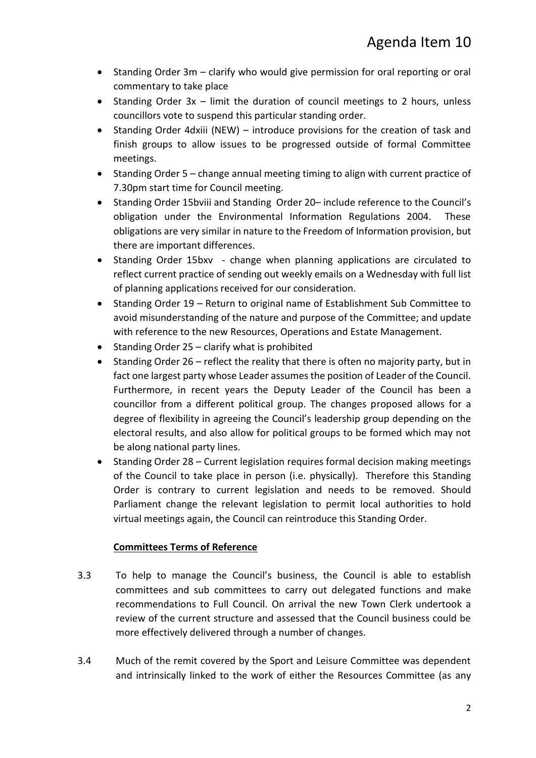- Standing Order 3m – clarify who would give permission for oral reporting or oral commentary to take place
- Standing Order 3x – limit the duration of council meetings to 2 hours, unless councillors vote to suspend this particular standing order.
- Standing Order 4dxiii (NEW) – introduce provisions for the creation of task and finish groups to allow issues to be progressed outside of formal Committee meetings.
- Standing Order 5 – change annual meeting timing to align with current practice of 7.30pm start time for Council meeting.
- Standing Order 15bviii and Standing Order 20– include reference to the Council's obligation under the Environmental Information Regulations 2004. These obligations are very similar in nature to the Freedom of Information provision, but there are important differences.
- Standing Order 15bxv - change when planning applications are circulated to reflect current practice of sending out weekly emails on a Wednesday with full list of planning applications received for our consideration.
- Standing Order 19 – Return to original name of Establishment Sub Committee to avoid misunderstanding of the nature and purpose of the Committee; and update with reference to the new Resources, Operations and Estate Management.
- Standing Order 25 – clarify what is prohibited
- Standing Order 26 – reflect the reality that there is often no majority party, but in fact one largest party whose Leader assumes the position of Leader of the Council. Furthermore, in recent years the Deputy Leader of the Council has been a councillor from a different political group. The changes proposed allows for a degree of flexibility in agreeing the Council's leadership group depending on the electoral results, and also allow for political groups to be formed which may not be along national party lines.
- Standing Order 28 – Current legislation requires formal decision making meetings of the Council to take place in person (i.e. physically). Therefore this Standing Order is contrary to current legislation and needs to be removed. Should Parliament change the relevant legislation to permit local authorities to hold virtual meetings again, the Council can reintroduce this Standing Order.

**Committees Terms of Reference**

3.3 To help to manage the Council's business, the Council is able to establish committees and sub committees to carry out delegated functions and make recommendations to Full Council. On arrival the new Town Clerk undertook a review of the current structure and assessed that the Council business could be more effectively delivered through a number of changes.

3.4 Much of the remit covered by the Sport and Leisure Committee was dependent and intrinsically linked to the work of either the Resources Committee (as any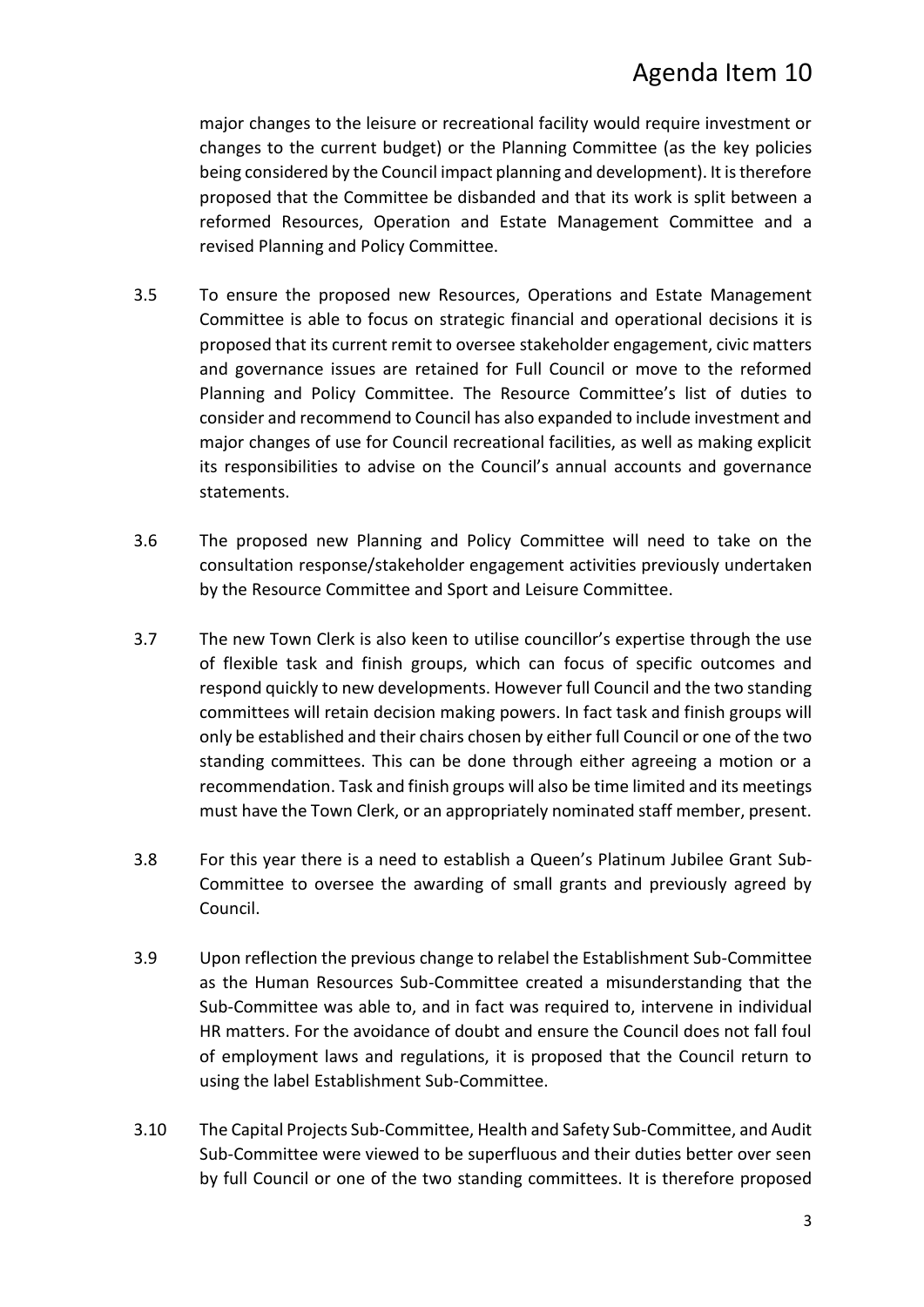major changes to the leisure or recreational facility would require investment or changes to the current budget) or the Planning Committee (as the key policies being considered by the Council impact planning and development). It is therefore proposed that the Committee be disbanded and that its work is split between a reformed Resources, Operation and Estate Management Committee and a revised Planning and Policy Committee.

3.5 To ensure the proposed new Resources, Operations and Estate Management Committee is able to focus on strategic financial and operational decisions it is proposed that its current remit to oversee stakeholder engagement, civic matters and governance issues are retained for Full Council or move to the reformed Planning and Policy Committee. The Resource Committee's list of duties to consider and recommend to Council has also expanded to include investment and major changes of use for Council recreational facilities, as well as making explicit its responsibilities to advise on the Council's annual accounts and governance statements.

3.6 The proposed new Planning and Policy Committee will need to take on the consultation response/stakeholder engagement activities previously undertaken by the Resource Committee and Sport and Leisure Committee.

3.7 The new Town Clerk is also keen to utilise councillor's expertise through the use of flexible task and finish groups, which can focus of specific outcomes and respond quickly to new developments. However full Council and the two standing committees will retain decision making powers. In fact task and finish groups will only be established and their chairs chosen by either full Council or one of the two standing committees. This can be done through either agreeing a motion or a recommendation. Task and finish groups will also be time limited and its meetings must have the Town Clerk, or an appropriately nominated staff member, present.

3.8 For this year there is a need to establish a Queen's Platinum Jubilee Grant Sub-Committee to oversee the awarding of small grants and previously agreed by Council.

3.9 Upon reflection the previous change to relabel the Establishment Sub-Committee as the Human Resources Sub-Committee created a misunderstanding that the Sub-Committee was able to, and in fact was required to, intervene in individual HR matters. For the avoidance of doubt and ensure the Council does not fall foul of employment laws and regulations, it is proposed that the Council return to using the label Establishment Sub-Committee.

3.10 The Capital Projects Sub-Committee, Health and Safety Sub-Committee, and Audit Sub-Committee were viewed to be superfluous and their duties better over seen by full Council or one of the two standing committees. It is therefore proposed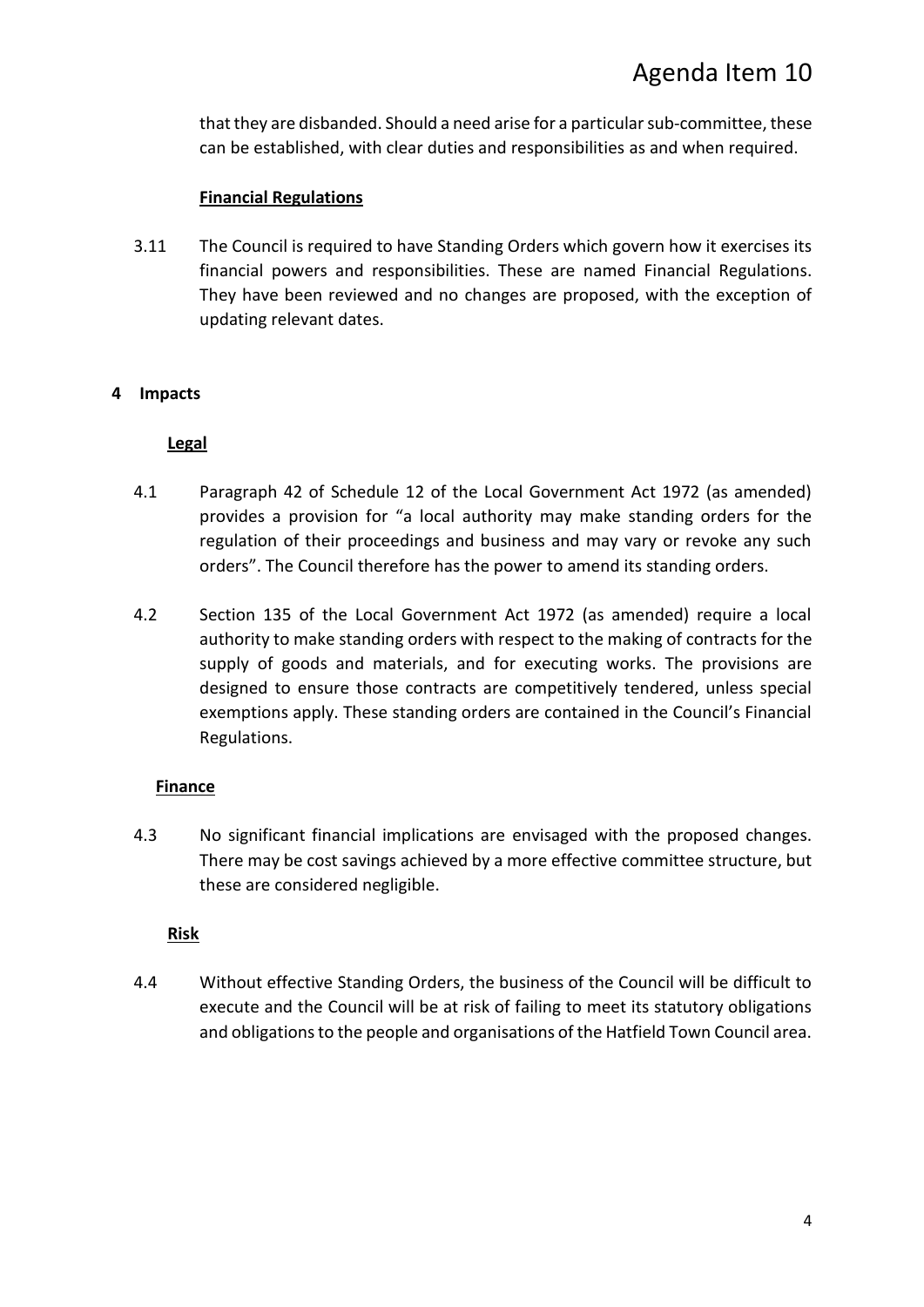that they are disbanded. Should a need arise for a particular sub-committee, these can be established, with clear duties and responsibilities as and when required.

**Financial Regulations**

3.11 The Council is required to have Standing Orders which govern how it exercises its financial powers and responsibilities. These are named Financial Regulations. They have been reviewed and no changes are proposed, with the exception of updating relevant dates.

## 4 Impacts

**Legal**

4.1 Paragraph 42 of Schedule 12 of the Local Government Act 1972 (as amended) provides a provision for "a local authority may make standing orders for the regulation of their proceedings and business and may vary or revoke any such orders". The Council therefore has the power to amend its standing orders.

4.2 Section 135 of the Local Government Act 1972 (as amended) require a local authority to make standing orders with respect to the making of contracts for the supply of goods and materials, and for executing works. The provisions are designed to ensure those contracts are competitively tendered, unless special exemptions apply. These standing orders are contained in the Council's Financial Regulations.

**Finance**

4.3 No significant financial implications are envisaged with the proposed changes. There may be cost savings achieved by a more effective committee structure, but these are considered negligible.

**Risk**

4.4 Without effective Standing Orders, the business of the Council will be difficult to execute and the Council will be at risk of failing to meet its statutory obligations and obligations to the people and organisations of the Hatfield Town Council area.